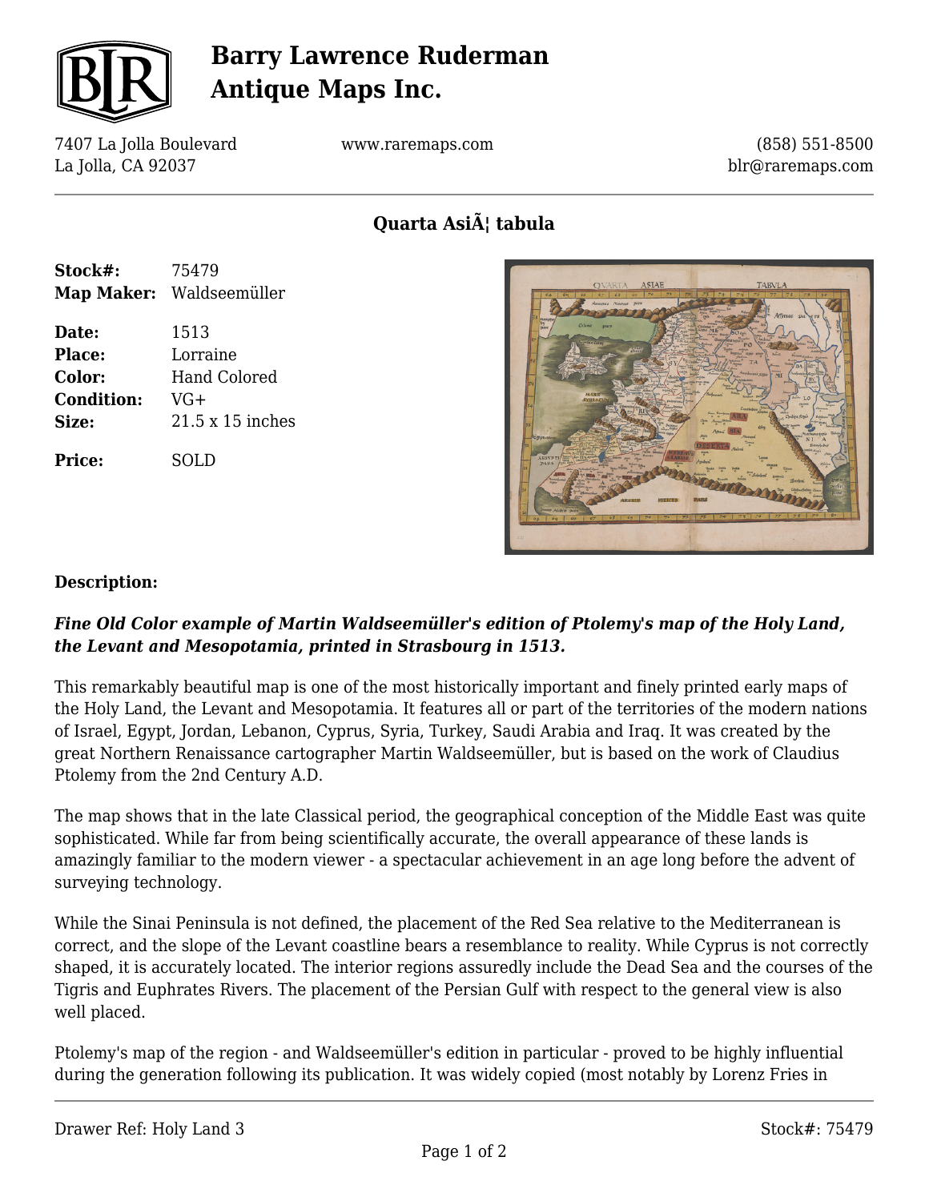# Barry Lawrence Ruderman Antique Maps Inc.

7407 La Jolla Boulevard
La Jolla, CA 92037

www.raremaps.com

(858) 551-8500
blr@raremaps.com

## Quarta AsiÃ¦ tabula

**Stock#:** 75479
**Map Maker:** Waldseemüller

**Date:** 1513
**Place:** Lorraine
**Color:** Hand Colored
**Condition:** VG+
**Size:** 21.5 x 15 inches

**Price:** SOLD

### Description:

***Fine Old Color example of Martin Waldseemüller's edition of Ptolemy's map of the Holy Land, the Levant and Mesopotamia, printed in Strasbourg in 1513.***

This remarkably beautiful map is one of the most historically important and finely printed early maps of the Holy Land, the Levant and Mesopotamia. It features all or part of the territories of the modern nations of Israel, Egypt, Jordan, Lebanon, Cyprus, Syria, Turkey, Saudi Arabia and Iraq. It was created by the great Northern Renaissance cartographer Martin Waldseemüller, but is based on the work of Claudius Ptolemy from the 2nd Century A.D.

The map shows that in the late Classical period, the geographical conception of the Middle East was quite sophisticated. While far from being scientifically accurate, the overall appearance of these lands is amazingly familiar to the modern viewer - a spectacular achievement in an age long before the advent of surveying technology.

While the Sinai Peninsula is not defined, the placement of the Red Sea relative to the Mediterranean is correct, and the slope of the Levant coastline bears a resemblance to reality. While Cyprus is not correctly shaped, it is accurately located. The interior regions assuredly include the Dead Sea and the courses of the Tigris and Euphrates Rivers. The placement of the Persian Gulf with respect to the general view is also well placed.

Ptolemy's map of the region - and Waldseemüller's edition in particular - proved to be highly influential during the generation following its publication. It was widely copied (most notably by Lorenz Fries in

Drawer Ref: Holy Land 3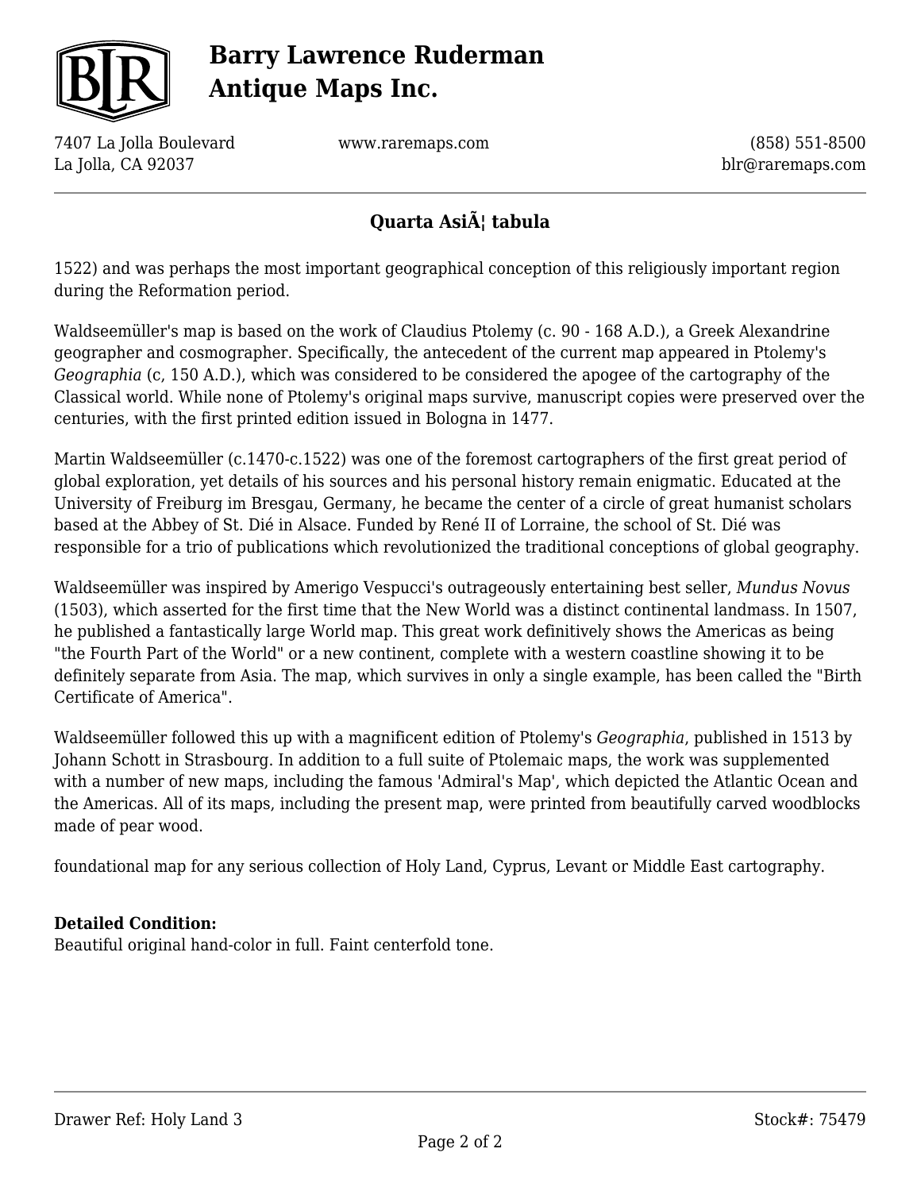## Quarta AsiÃ¦ tabula

1522) and was perhaps the most important geographical conception of this religiously important region during the Reformation period.

Waldseemüller's map is based on the work of Claudius Ptolemy (c. 90 - 168 A.D.), a Greek Alexandrine geographer and cosmographer. Specifically, the antecedent of the current map appeared in Ptolemy's *Geographia* (c, 150 A.D.), which was considered to be considered the apogee of the cartography of the Classical world. While none of Ptolemy's original maps survive, manuscript copies were preserved over the centuries, with the first printed edition issued in Bologna in 1477.

Martin Waldseemüller (c.1470-c.1522) was one of the foremost cartographers of the first great period of global exploration, yet details of his sources and his personal history remain enigmatic. Educated at the University of Freiburg im Bresgau, Germany, he became the center of a circle of great humanist scholars based at the Abbey of St. Dié in Alsace. Funded by René II of Lorraine, the school of St. Dié was responsible for a trio of publications which revolutionized the traditional conceptions of global geography.

Waldseemüller was inspired by Amerigo Vespucci's outrageously entertaining best seller, *Mundus Novus* (1503), which asserted for the first time that the New World was a distinct continental landmass. In 1507, he published a fantastically large World map. This great work definitively shows the Americas as being "the Fourth Part of the World" or a new continent, complete with a western coastline showing it to be definitely separate from Asia. The map, which survives in only a single example, has been called the "Birth Certificate of America".

Waldseemüller followed this up with a magnificent edition of Ptolemy's *Geographia*, published in 1513 by Johann Schott in Strasbourg. In addition to a full suite of Ptolemaic maps, the work was supplemented with a number of new maps, including the famous 'Admiral's Map', which depicted the Atlantic Ocean and the Americas. All of its maps, including the present map, were printed from beautifully carved woodblocks made of pear wood.

foundational map for any serious collection of Holy Land, Cyprus, Levant or Middle East cartography.

**Detailed Condition:**
Beautiful original hand-color in full. Faint centerfold tone.

Drawer Ref: Holy Land 3

Stock#: 75479